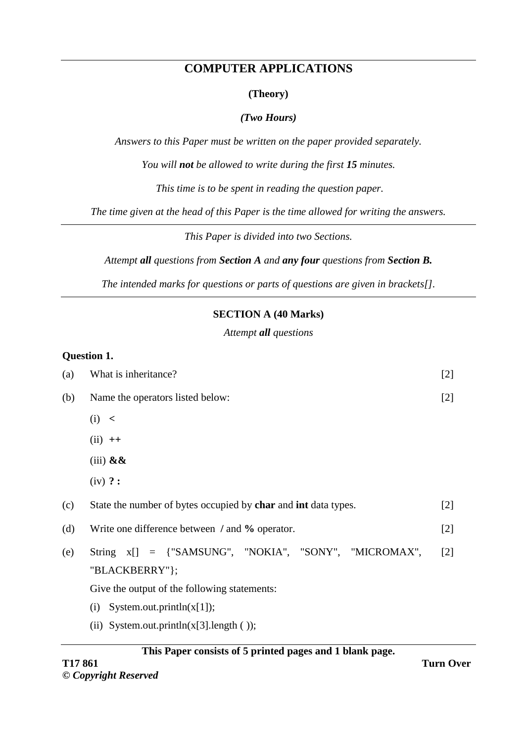# COMPUTER APPLICATIONS

**(Theory)**

***(Two Hours)***

*Answers to this Paper must be written on the paper provided separately.*

*You will **not** be allowed to write during the first **15** minutes.*

*This time is to be spent in reading the question paper.*

*The time given at the head of this Paper is the time allowed for writing the answers.*

---

*This Paper is divided into two Sections.*

*Attempt **all** questions from **Section A** and **any four** questions from **Section B.***

*The intended marks for questions or parts of questions are given in brackets[].*

---

## SECTION A (40 Marks)

*Attempt **all** questions*

**Question 1.**

(a) What is inheritance? [2]

(b) Name the operators listed below: [2]

(i) **<**

(ii) **++**

(iii) **&&**

(iv) **? :**

(c) State the number of bytes occupied by **char** and **int** data types. [2]

(d) Write one difference between **/** and **%** operator. [2]

(e) String x[] = {"SAMSUNG", "NOKIA", "SONY", "MICROMAX", "BLACKBERRY"}; [2]

Give the output of the following statements:

(i) System.out.println(x[1]);

(ii) System.out.println(x[3].length ( ));

**This Paper consists of 5 printed pages and 1 blank page.**

**T17 861**

***© Copyright Reserved***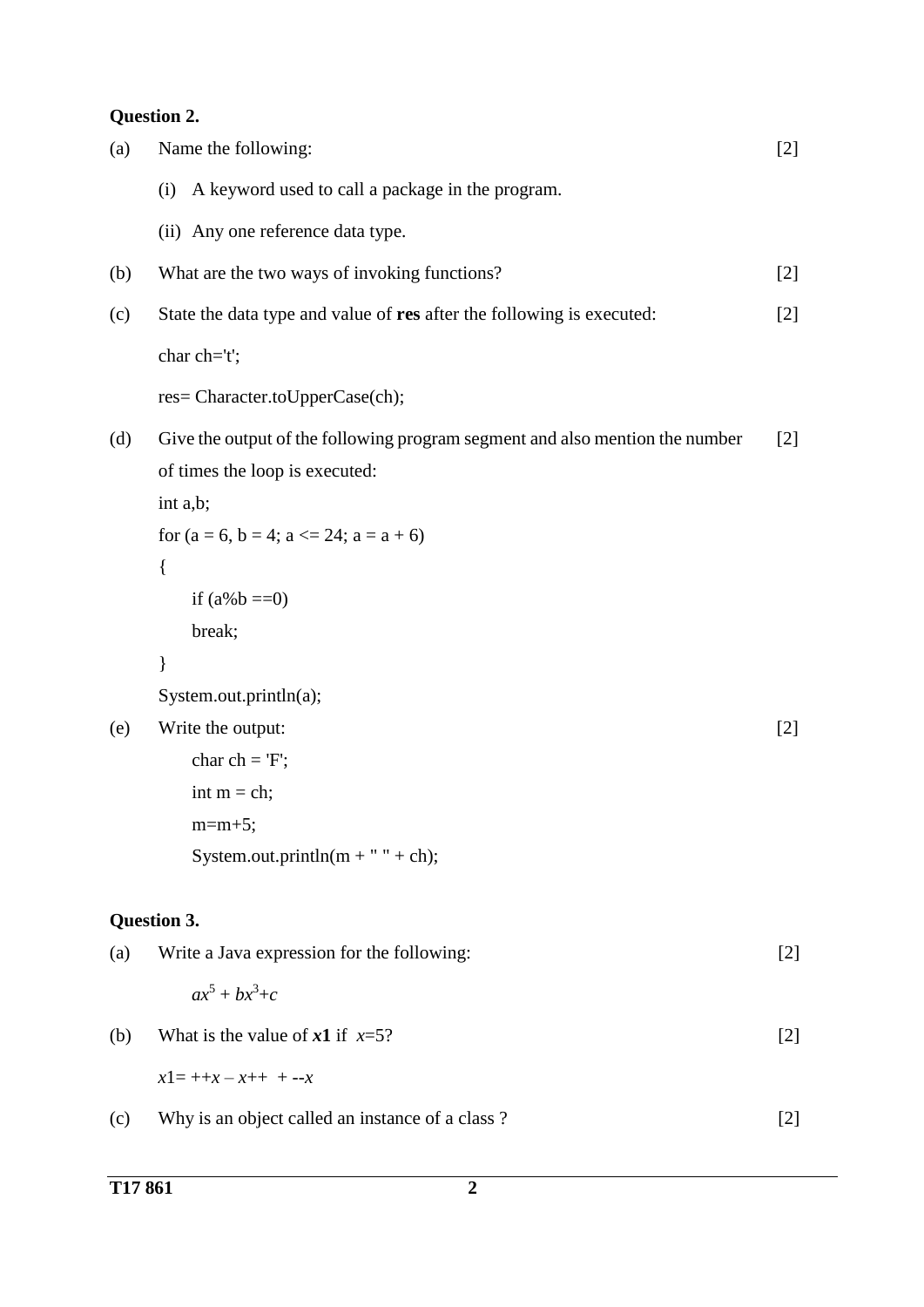**Question 2.**

(a) Name the following: [2]

(i) A keyword used to call a package in the program.

(ii) Any one reference data type.

(b) What are the two ways of invoking functions? [2]

(c) State the data type and value of **res** after the following is executed: [2]

```
char ch='t';
res= Character.toUpperCase(ch);
```

(d) Give the output of the following program segment and also mention the number of times the loop is executed: [2]

```
int a,b;
for (a = 6, b = 4; a <= 24; a = a + 6)
{
    if (a%b ==0)
    break;
}
System.out.println(a);
```

(e) Write the output: [2]

```
char ch = 'F';
int m = ch;
m=m+5;
System.out.println(m + " " + ch);
```

**Question 3.**

(a) Write a Java expression for the following: [2]

$ax^5 + bx^3 + c$

(b) What is the value of ***x*1** if $x$=5? [2]

*x*1= ++*x* – *x*++ + --*x*

(c) Why is an object called an instance of a class ? [2]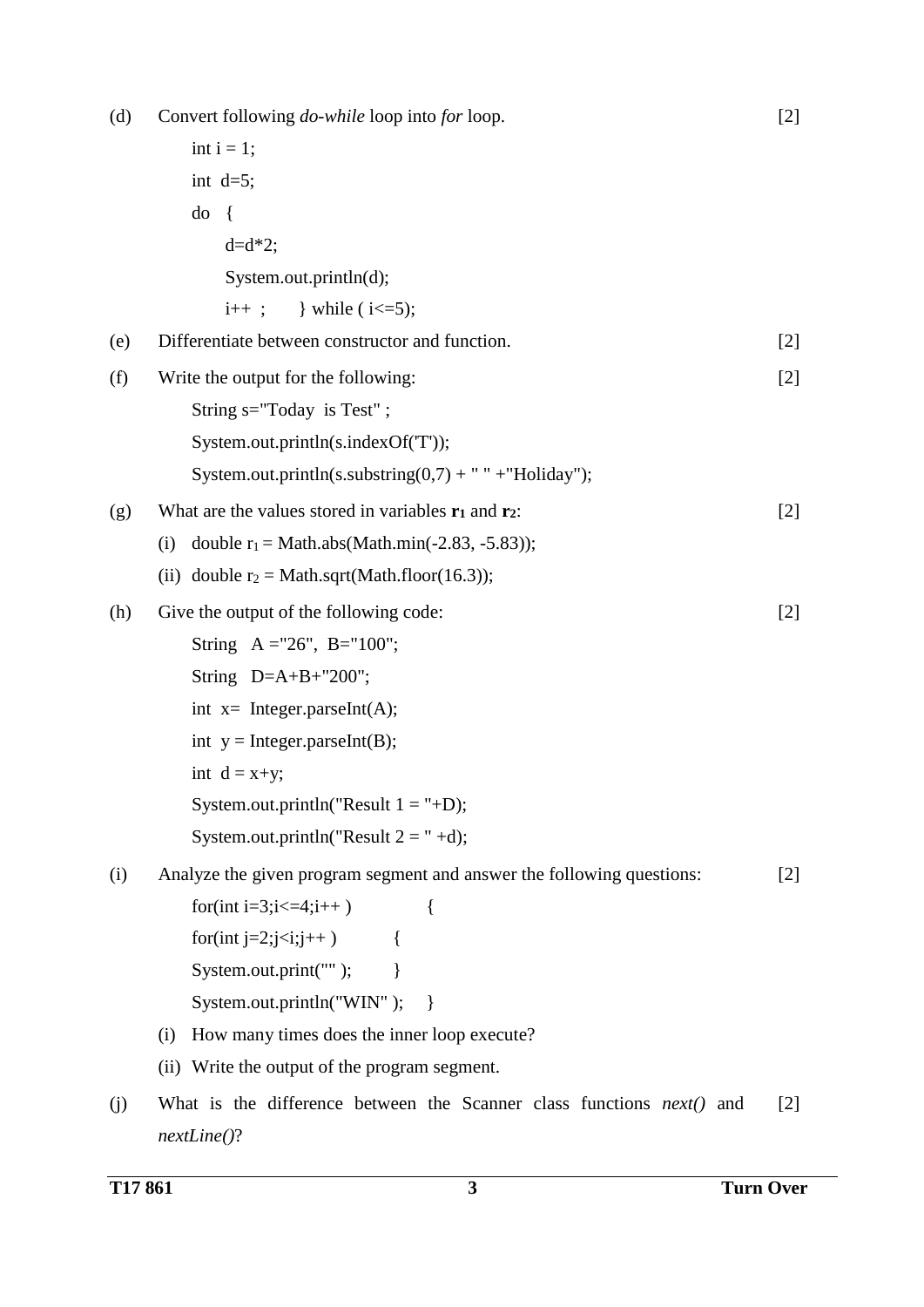(d) Convert following *do-while* loop into *for* loop. [2]

```
int i = 1;
int  d=5;
do  {
     d=d*2;
     System.out.println(d);
     i++  ;      } while ( i<=5);
```

(e) Differentiate between constructor and function. [2]

(f) Write the output for the following: [2]

```
String s="Today  is Test" ;
System.out.println(s.indexOf('T'));
System.out.println(s.substring(0,7) + " " +"Holiday");
```

(g) What are the values stored in variables $\mathbf{r_1}$ and $\mathbf{r_2}$: [2]

(i) double $r_1$ = Math.abs(Math.min(-2.83, -5.83));

(ii) double $r_2$ = Math.sqrt(Math.floor(16.3));

(h) Give the output of the following code: [2]

```
String   A ="26",  B="100";
String   D=A+B+"200";
int  x=  Integer.parseInt(A);
int  y = Integer.parseInt(B);
int  d = x+y;
System.out.println("Result 1 = "+D);
System.out.println("Result 2 = " +d);
```

(i) Analyze the given program segment and answer the following questions: [2]

```
for(int i=3;i<=4;i++ )          {
for(int j=2;j<i;j++ )        {
System.out.print("" );      }
System.out.println("WIN" );    }
```

(i) How many times does the inner loop execute?

(ii) Write the output of the program segment.

(j) What is the difference between the Scanner class functions *next()* and *nextLine()*? [2]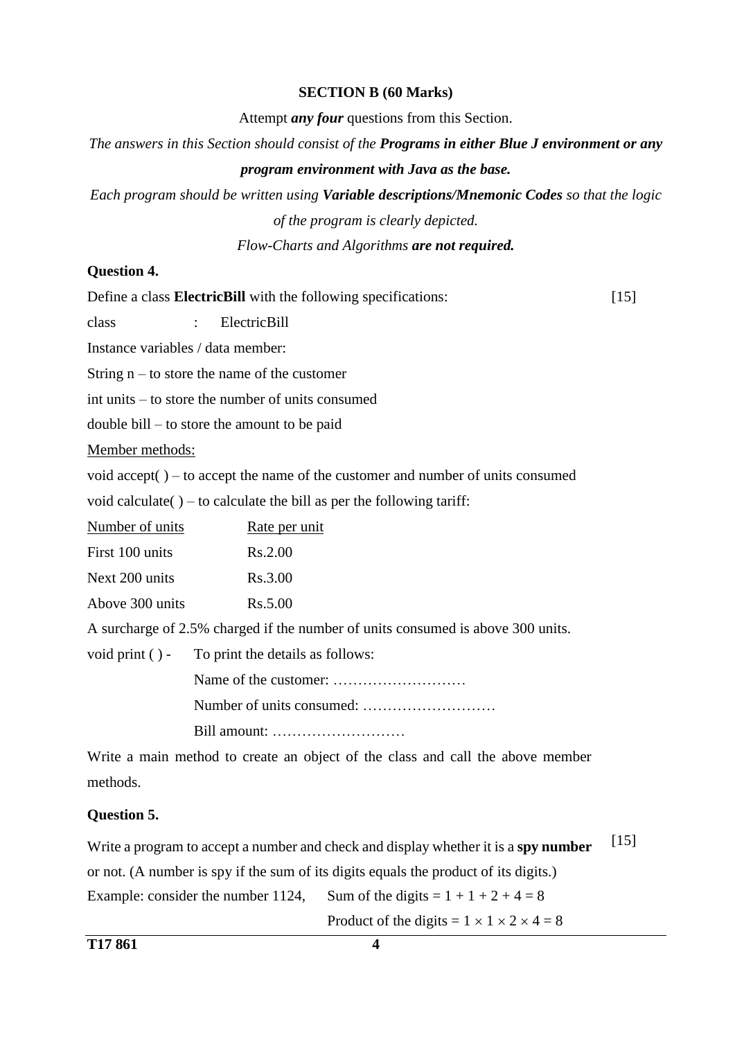**SECTION B (60 Marks)**

Attempt ***any four*** questions from this Section.

*The answers in this Section should consist of the **Programs in either Blue J environment or any program environment with Java as the base.***

*Each program should be written using **Variable descriptions/Mnemonic Codes** so that the logic of the program is clearly depicted.*

*Flow-Charts and Algorithms **are not required.***

**Question 4.**

Define a class **ElectricBill** with the following specifications: [15]

class : ElectricBill

Instance variables / data member:

String n – to store the name of the customer

int units – to store the number of units consumed

double bill – to store the amount to be paid

Member methods:

void accept( ) – to accept the name of the customer and number of units consumed

void calculate( ) – to calculate the bill as per the following tariff:

| Number of units | Rate per unit |
|---|---|
| First 100 units | Rs.2.00 |
| Next 200 units | Rs.3.00 |
| Above 300 units | Rs.5.00 |

A surcharge of 2.5% charged if the number of units consumed is above 300 units.

void print ( ) - To print the details as follows:

Name of the customer: ………………………

Number of units consumed: ………………………

Bill amount: ………………………

Write a main method to create an object of the class and call the above member methods.

**Question 5.**

Write a program to accept a number and check and display whether it is a **spy number** or not. (A number is spy if the sum of its digits equals the product of its digits.) [15]

Example: consider the number 1124, Sum of the digits = $1 + 1 + 2 + 4 = 8$

Product of the digits = $1 \times 1 \times 2 \times 4 = 8$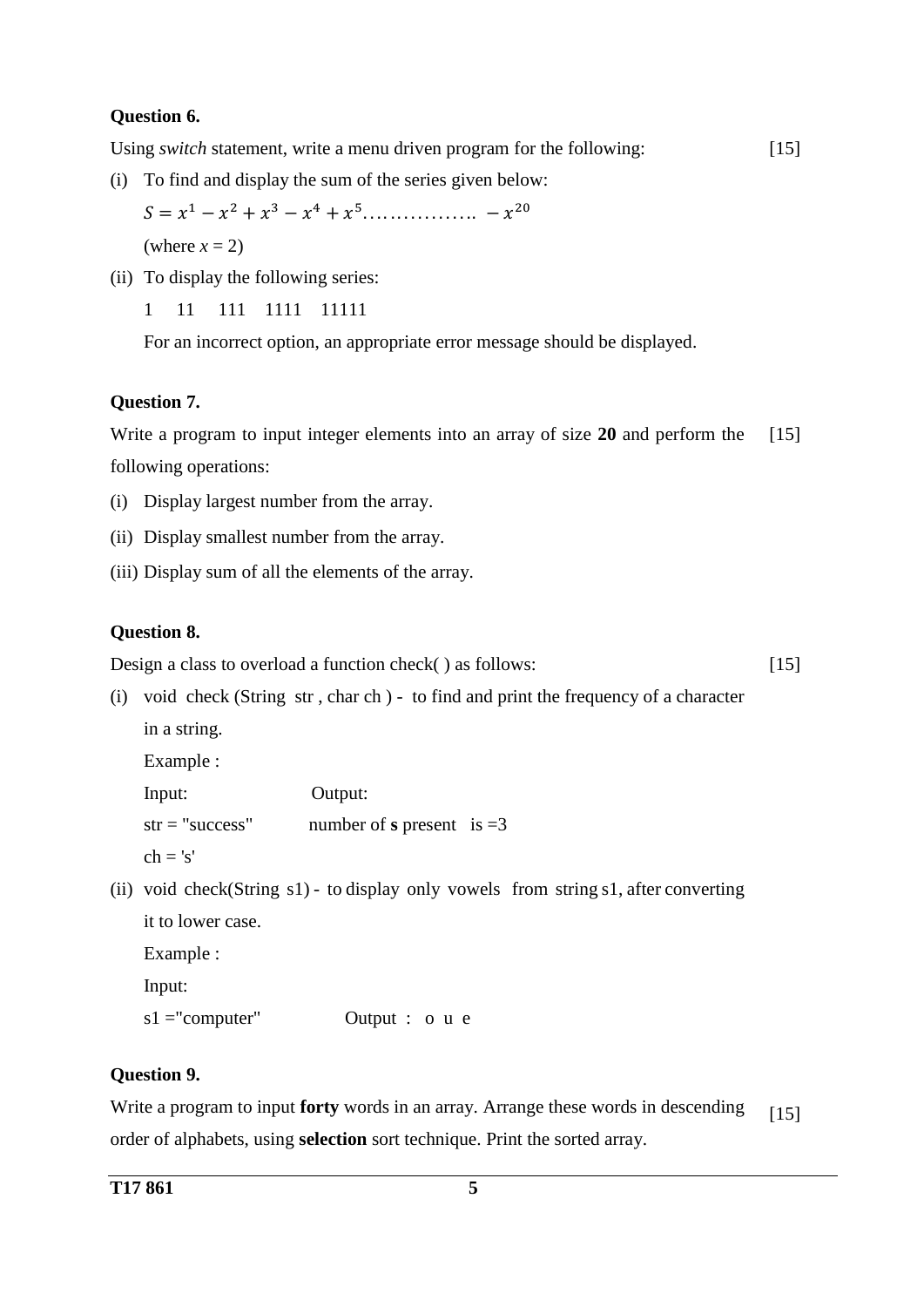**Question 6.**

Using *switch* statement, write a menu driven program for the following: [15]

(i) To find and display the sum of the series given below:

$S = x^1 - x^2 + x^3 - x^4 + x^5 \ldots\ldots\ldots\ldots\ldots\ldots - x^{20}$

(where $x = 2$)

(ii) To display the following series:

1 11 111 1111 11111

For an incorrect option, an appropriate error message should be displayed.

**Question 7.**

Write a program to input integer elements into an array of size **20** and perform the following operations: [15]

(i) Display largest number from the array.

(ii) Display smallest number from the array.

(iii) Display sum of all the elements of the array.

**Question 8.**

Design a class to overload a function check( ) as follows: [15]

(i) void check (String str , char ch ) - to find and print the frequency of a character in a string.

Example :

Input: Output:

str = "success" number of **s** present is =3

ch = 's'

(ii) void check(String s1) - to display only vowels from string s1, after converting it to lower case.

Example :

Input:

s1 ="computer" Output : o u e

**Question 9.**

Write a program to input **forty** words in an array. Arrange these words in descending order of alphabets, using **selection** sort technique. Print the sorted array. [15]